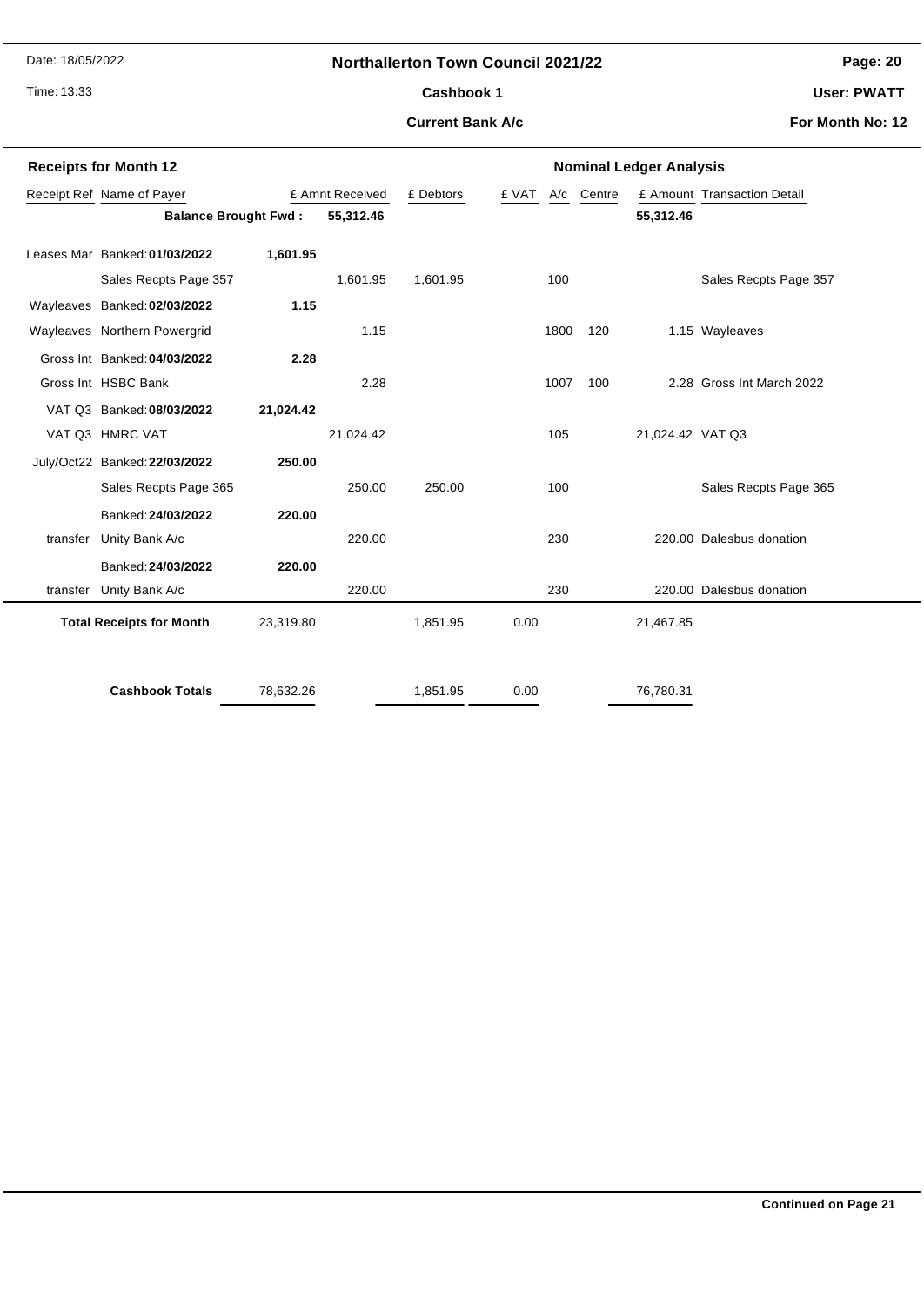# Northallerton Town Council 2021/22

Date: 18/05/2022

Time: 13:33

**Cashbook 1**

**Current Bank A/c**

**User: PWATT**

**For Month No: 12**

| Receipts for Month 12 | | | | | Nominal Ledger Analysis | | | | |
|---|---|---|---|---|---|---|---|---|---|
| Receipt Ref | Name of Payer | | £ Amnt Received | £ Debtors | £ VAT | A/c | Centre | £ Amount | Transaction Detail |
| | **Balance Brought Fwd :** | | **55,312.46** | | | | | **55,312.46** | |
| Leases Mar | Banked: **01/03/2022** | **1,601.95** | | | | | | | |
| | Sales Recpts Page 357 | | 1,601.95 | 1,601.95 | | 100 | | | Sales Recpts Page 357 |
| Wayleaves | Banked: **02/03/2022** | **1.15** | | | | | | | |
| Wayleaves | Northern Powergrid | | 1.15 | | | 1800 | 120 | 1.15 | Wayleaves |
| Gross Int | Banked: **04/03/2022** | **2.28** | | | | | | | |
| Gross Int | HSBC Bank | | 2.28 | | | 1007 | 100 | 2.28 | Gross Int March 2022 |
| VAT Q3 | Banked: **08/03/2022** | **21,024.42** | | | | | | | |
| VAT Q3 | HMRC VAT | | 21,024.42 | | | 105 | | 21,024.42 | VAT Q3 |
| July/Oct22 | Banked: **22/03/2022** | **250.00** | | | | | | | |
| | Sales Recpts Page 365 | | 250.00 | 250.00 | | 100 | | | Sales Recpts Page 365 |
| | Banked: **24/03/2022** | **220.00** | | | | | | | |
| transfer | Unity Bank A/c | | 220.00 | | | 230 | | 220.00 | Dalesbus donation |
| | Banked: **24/03/2022** | **220.00** | | | | | | | |
| transfer | Unity Bank A/c | | 220.00 | | | 230 | | 220.00 | Dalesbus donation |
| | **Total Receipts for Month** | 23,319.80 | | 1,851.95 | 0.00 | | | 21,467.85 | |
| | **Cashbook Totals** | 78,632.26 | | 1,851.95 | 0.00 | | | 76,780.31 | |

**Continued on Page 21**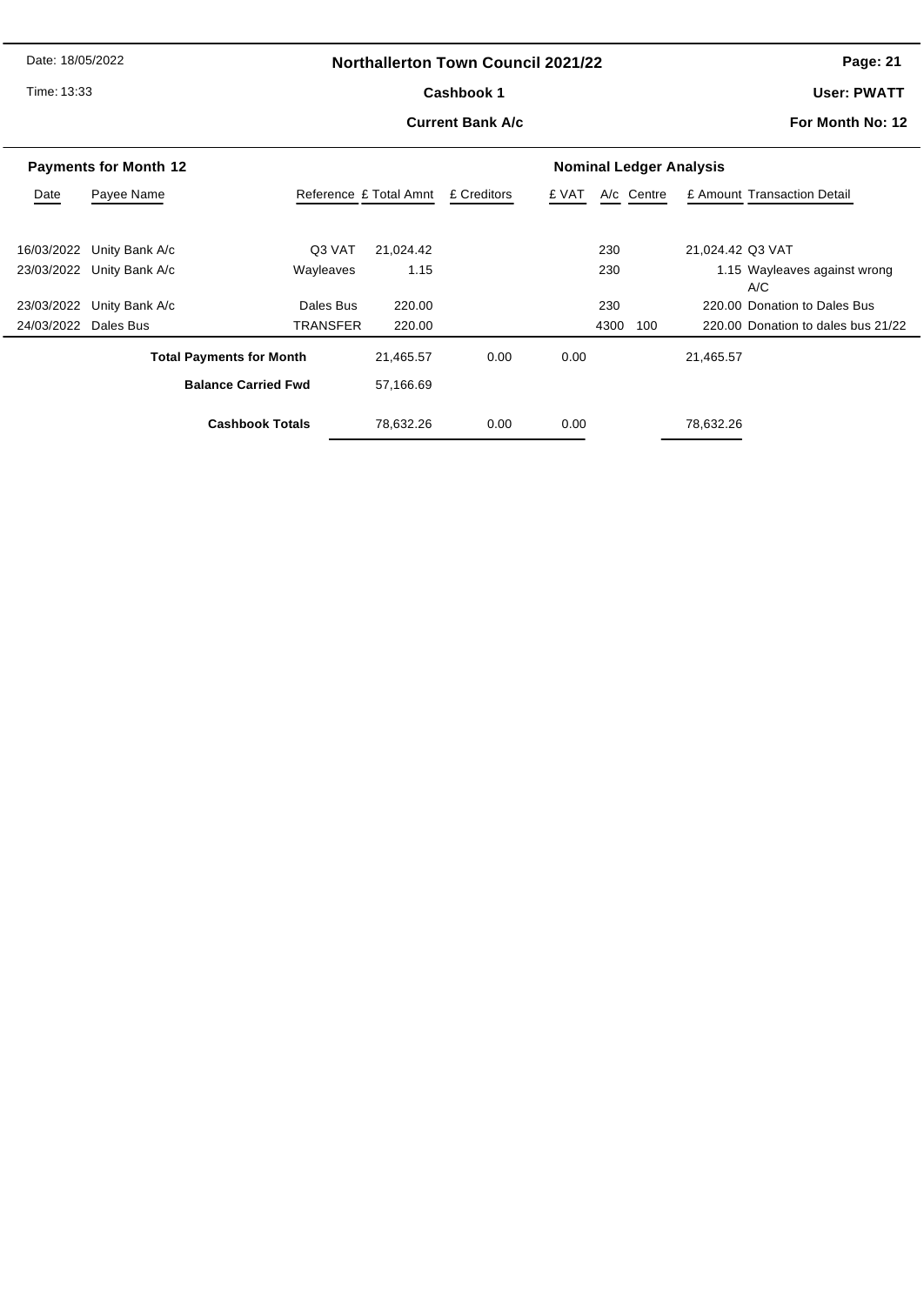# Northallerton Town Council 2021/22

Date: 18/05/2022

Time: 13:33

**Cashbook 1**

**Current Bank A/c**

**Page: 21**

**User: PWATT**

**For Month No: 12**

**Payments for Month 12** — **Nominal Ledger Analysis**

| Date | Payee Name | Reference | £ Total Amnt | £ Creditors | £ VAT | A/c | Centre | £ Amount | Transaction Detail |
|---|---|---|---|---|---|---|---|---|---|
| 16/03/2022 | Unity Bank A/c | Q3 VAT | 21,024.42 | | | 230 | | 21,024.42 | Q3 VAT |
| 23/03/2022 | Unity Bank A/c | Wayleaves | 1.15 | | | 230 | | 1.15 | Wayleaves against wrong A/C |
| 23/03/2022 | Unity Bank A/c | Dales Bus | 220.00 | | | 230 | | 220.00 | Donation to Dales Bus |
| 24/03/2022 | Dales Bus | TRANSFER | 220.00 | | | 4300 | 100 | 220.00 | Donation to dales bus 21/22 |
| | **Total Payments for Month** | | 21,465.57 | 0.00 | 0.00 | | | 21,465.57 | |
| | **Balance Carried Fwd** | | 57,166.69 | | | | | | |
| | **Cashbook Totals** | | 78,632.26 | 0.00 | 0.00 | | | 78,632.26 | |